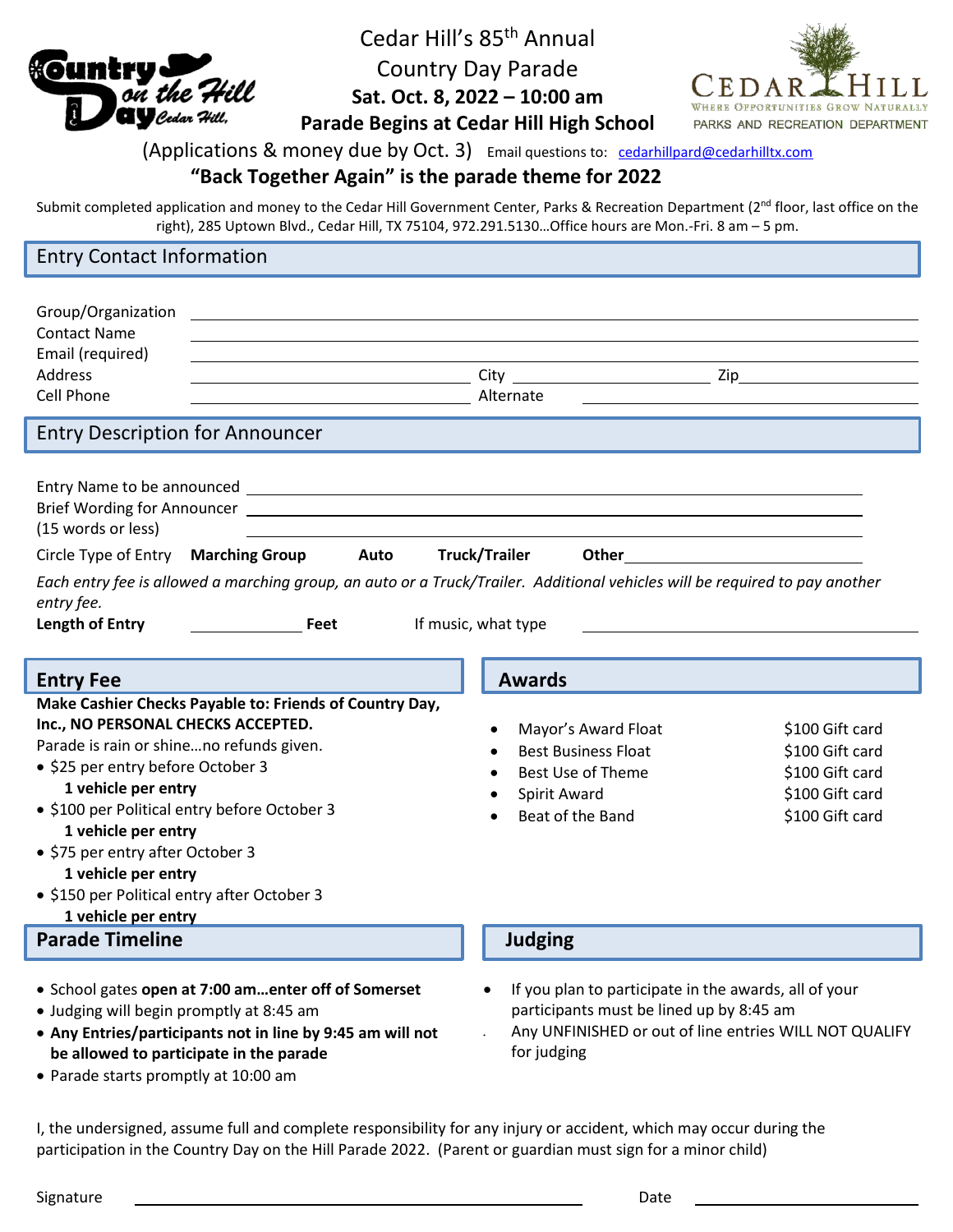# Cedar Hill's 85th Annual Country Day Parade

**Sat. Oct. 8, 2022 – 10:00 am**

**Parade Begins at Cedar Hill High School**

(Applications & money due by Oct. 3) Email questions to: cedarhillpard@cedarhilltx.com

## "Back Together Again" is the parade theme for 2022

Submit completed application and money to the Cedar Hill Government Center, Parks & Recreation Department (2nd floor, last office on the right), 285 Uptown Blvd., Cedar Hill, TX 75104, 972.291.5130…Office hours are Mon.-Fri. 8 am – 5 pm.

## Entry Contact Information

Group/Organization ______________________________

Contact Name ______________________________

Email (required) ______________________________

Address ______________ City ______________ Zip ______________

Cell Phone ______________ Alternate ______________

## Entry Description for Announcer

Entry Name to be announced ______________________________

Brief Wording for Announcer (15 words or less) ______________________________

Circle Type of Entry **Marching Group** **Auto** **Truck/Trailer** **Other** ______________

*Each entry fee is allowed a marching group, an auto or a Truck/Trailer. Additional vehicles will be required to pay another entry fee.*

**Length of Entry** ________ **Feet** If music, what type ______________

## Entry Fee

**Make Cashier Checks Payable to: Friends of Country Day, Inc., NO PERSONAL CHECKS ACCEPTED.**

Parade is rain or shine…no refunds given.

- $25 per entry before October 3
  **1 vehicle per entry**
- $100 per Political entry before October 3
  **1 vehicle per entry**
- $75 per entry after October 3
  **1 vehicle per entry**
- $150 per Political entry after October 3
  **1 vehicle per entry**

## Awards

- Mayor's Award Float $100 Gift card
- Best Business Float $100 Gift card
- Best Use of Theme $100 Gift card
- Spirit Award $100 Gift card
- Beat of the Band $100 Gift card

## Parade Timeline

- School gates **open at 7:00 am…enter off of Somerset**
- Judging will begin promptly at 8:45 am
- **Any Entries/participants not in line by 9:45 am will not be allowed to participate in the parade**
- Parade starts promptly at 10:00 am

## Judging

- If you plan to participate in the awards, all of your participants must be lined up by 8:45 am
- Any UNFINISHED or out of line entries WILL NOT QUALIFY for judging

I, the undersigned, assume full and complete responsibility for any injury or accident, which may occur during the participation in the Country Day on the Hill Parade 2022. (Parent or guardian must sign for a minor child)

Signature ______________________________ Date ______________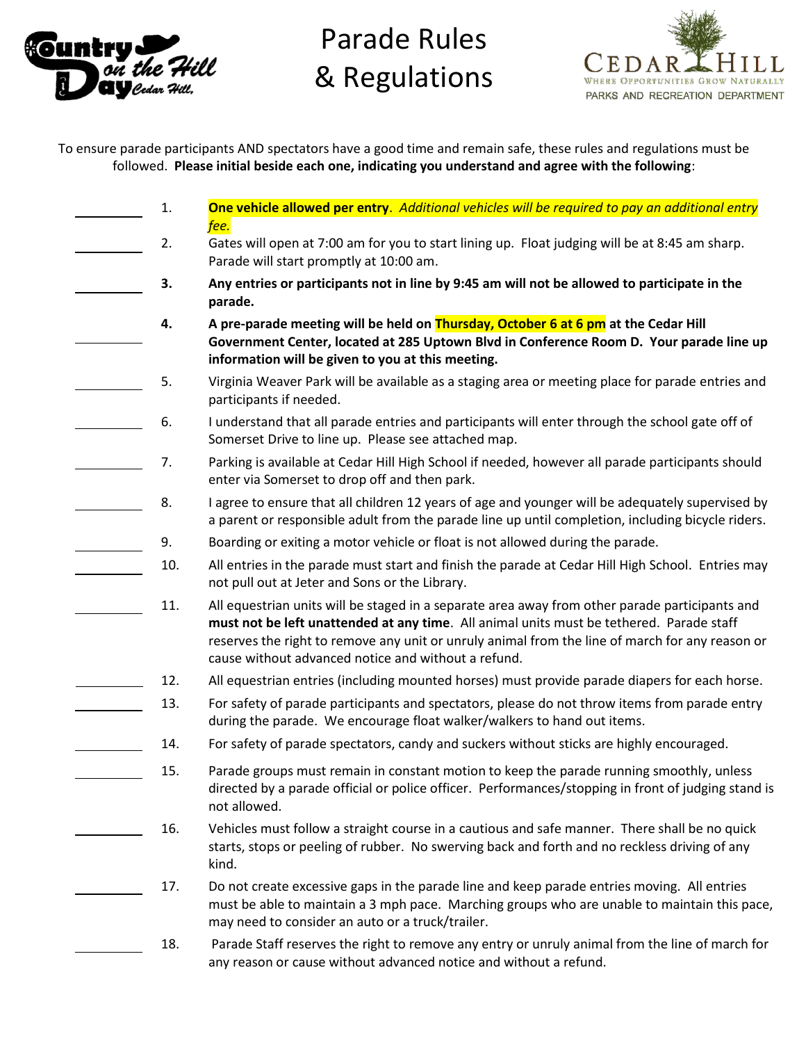# Parade Rules & Regulations

To ensure parade participants AND spectators have a good time and remain safe, these rules and regulations must be followed. **Please initial beside each one, indicating you understand and agree with the following**:

______ 1. **One vehicle allowed per entry**. *Additional vehicles will be required to pay an additional entry fee.*

______ 2. Gates will open at 7:00 am for you to start lining up. Float judging will be at 8:45 am sharp. Parade will start promptly at 10:00 am.

______ **3. Any entries or participants not in line by 9:45 am will not be allowed to participate in the parade.**

______ **4. A pre-parade meeting will be held on Thursday, October 6 at 6 pm at the Cedar Hill Government Center, located at 285 Uptown Blvd in Conference Room D. Your parade line up information will be given to you at this meeting.**

______ 5. Virginia Weaver Park will be available as a staging area or meeting place for parade entries and participants if needed.

______ 6. I understand that all parade entries and participants will enter through the school gate off of Somerset Drive to line up. Please see attached map.

______ 7. Parking is available at Cedar Hill High School if needed, however all parade participants should enter via Somerset to drop off and then park.

______ 8. I agree to ensure that all children 12 years of age and younger will be adequately supervised by a parent or responsible adult from the parade line up until completion, including bicycle riders.

______ 9. Boarding or exiting a motor vehicle or float is not allowed during the parade.

______ 10. All entries in the parade must start and finish the parade at Cedar Hill High School. Entries may not pull out at Jeter and Sons or the Library.

______ 11. All equestrian units will be staged in a separate area away from other parade participants and **must not be left unattended at any time**. All animal units must be tethered. Parade staff reserves the right to remove any unit or unruly animal from the line of march for any reason or cause without advanced notice and without a refund.

______ 12. All equestrian entries (including mounted horses) must provide parade diapers for each horse.

______ 13. For safety of parade participants and spectators, please do not throw items from parade entry during the parade. We encourage float walker/walkers to hand out items.

______ 14. For safety of parade spectators, candy and suckers without sticks are highly encouraged.

______ 15. Parade groups must remain in constant motion to keep the parade running smoothly, unless directed by a parade official or police officer. Performances/stopping in front of judging stand is not allowed.

______ 16. Vehicles must follow a straight course in a cautious and safe manner. There shall be no quick starts, stops or peeling of rubber. No swerving back and forth and no reckless driving of any kind.

______ 17. Do not create excessive gaps in the parade line and keep parade entries moving. All entries must be able to maintain a 3 mph pace. Marching groups who are unable to maintain this pace, may need to consider an auto or a truck/trailer.

______ 18. Parade Staff reserves the right to remove any entry or unruly animal from the line of march for any reason or cause without advanced notice and without a refund.